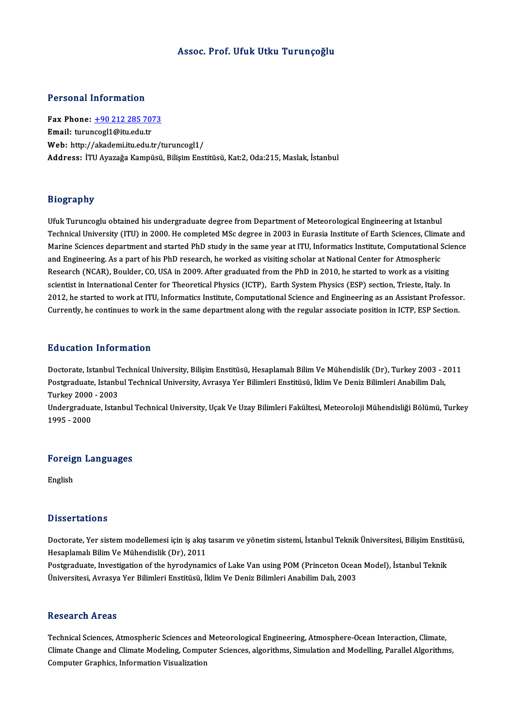# Assoc. Prof. Ufuk Utku Turunçoğlu

## Personal Information

**Fax Phone:** +90 212 285 7073
**Email:** turuncogl1@itu.edu.tr
**Web:** http://akademi.itu.edu.tr/turuncogl1/
**Address:** İTU Ayazağa Kampüsü, Bilişim Enstitüsü, Kat:2, Oda:215, Maslak, İstanbul

## Biography

Ufuk Turuncoglu obtained his undergraduate degree from Department of Meteorological Engineering at Istanbul Technical University (ITU) in 2000. He completed MSc degree in 2003 in Eurasia Institute of Earth Sciences, Climate and Marine Sciences department and started PhD study in the same year at ITU, Informatics Institute, Computational Science and Engineering. As a part of his PhD research, he worked as visiting scholar at National Center for Atmospheric Research (NCAR), Boulder, CO, USA in 2009. After graduated from the PhD in 2010, he started to work as a visiting scientist in International Center for Theoretical Physics (ICTP), Earth System Physics (ESP) section, Trieste, Italy. In 2012, he started to work at ITU, Informatics Institute, Computational Science and Engineering as an Assistant Professor. Currently, he continues to work in the same department along with the regular associate position in ICTP, ESP Section.

## Education Information

Doctorate, Istanbul Technical University, Bilişim Enstitüsü, Hesaplamalı Bilim Ve Mühendislik (Dr), Turkey 2003 - 2011
Postgraduate, Istanbul Technical University, Avrasya Yer Bilimleri Enstitüsü, İklim Ve Deniz Bilimleri Anabilim Dalı, Turkey 2000 - 2003
Undergraduate, Istanbul Technical University, Uçak Ve Uzay Bilimleri Fakültesi, Meteoroloji Mühendisliği Bölümü, Turkey 1995 - 2000

## Foreign Languages

English

## Dissertations

Doctorate, Yer sistem modellemesi için iş akış tasarım ve yönetim sistemi, İstanbul Teknik Üniversitesi, Bilişim Enstitüsü, Hesaplamalı Bilim Ve Mühendislik (Dr), 2011
Postgraduate, Investigation of the hyrodynamics of Lake Van using POM (Princeton Ocean Model), İstanbul Teknik Üniversitesi, Avrasya Yer Bilimleri Enstitüsü, İklim Ve Deniz Bilimleri Anabilim Dalı, 2003

## Research Areas

Technical Sciences, Atmospheric Sciences and Meteorological Engineering, Atmosphere-Ocean Interaction, Climate, Climate Change and Climate Modeling, Computer Sciences, algorithms, Simulation and Modelling, Parallel Algorithms, Computer Graphics, Information Visualization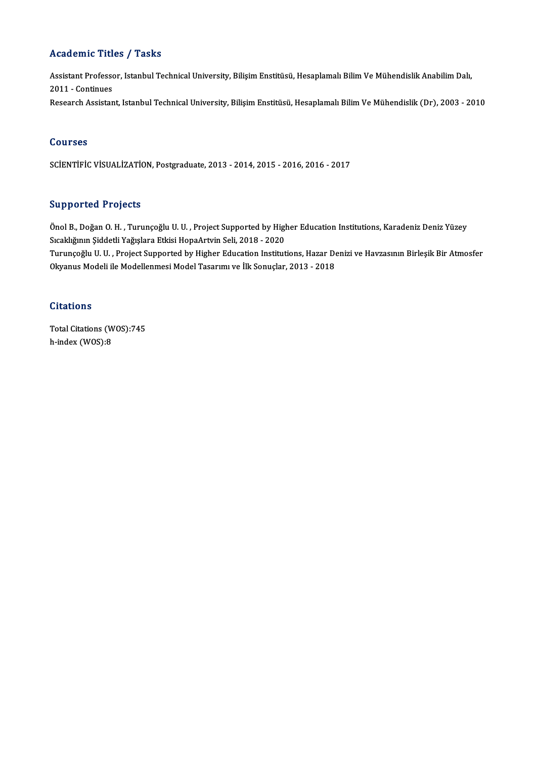## Academic Titles / Tasks

Assistant Professor, Istanbul Technical University, Bilişim Enstitüsü, Hesaplamalı Bilim Ve Mühendislik Anabilim Dalı, 2011 - Continues

Research Assistant, Istanbul Technical University, Bilişim Enstitüsü, Hesaplamalı Bilim Ve Mühendislik (Dr), 2003 - 2010

## Courses

SCİENTİFİC VİSUALİZATİON, Postgraduate, 2013 - 2014, 2015 - 2016, 2016 - 2017

## Supported Projects

Önol B., Doğan O. H. , Turunçoğlu U. U. , Project Supported by Higher Education Institutions, Karadeniz Deniz Yüzey Sıcaklığının Şiddetli Yağışlara Etkisi HopaArtvin Seli, 2018 - 2020

Turunçoğlu U. U. , Project Supported by Higher Education Institutions, Hazar Denizi ve Havzasının Birleşik Bir Atmosfer Okyanus Modeli ile Modellenmesi Model Tasarımı ve İlk Sonuçlar, 2013 - 2018

## Citations

Total Citations (WOS):745

h-index (WOS):8